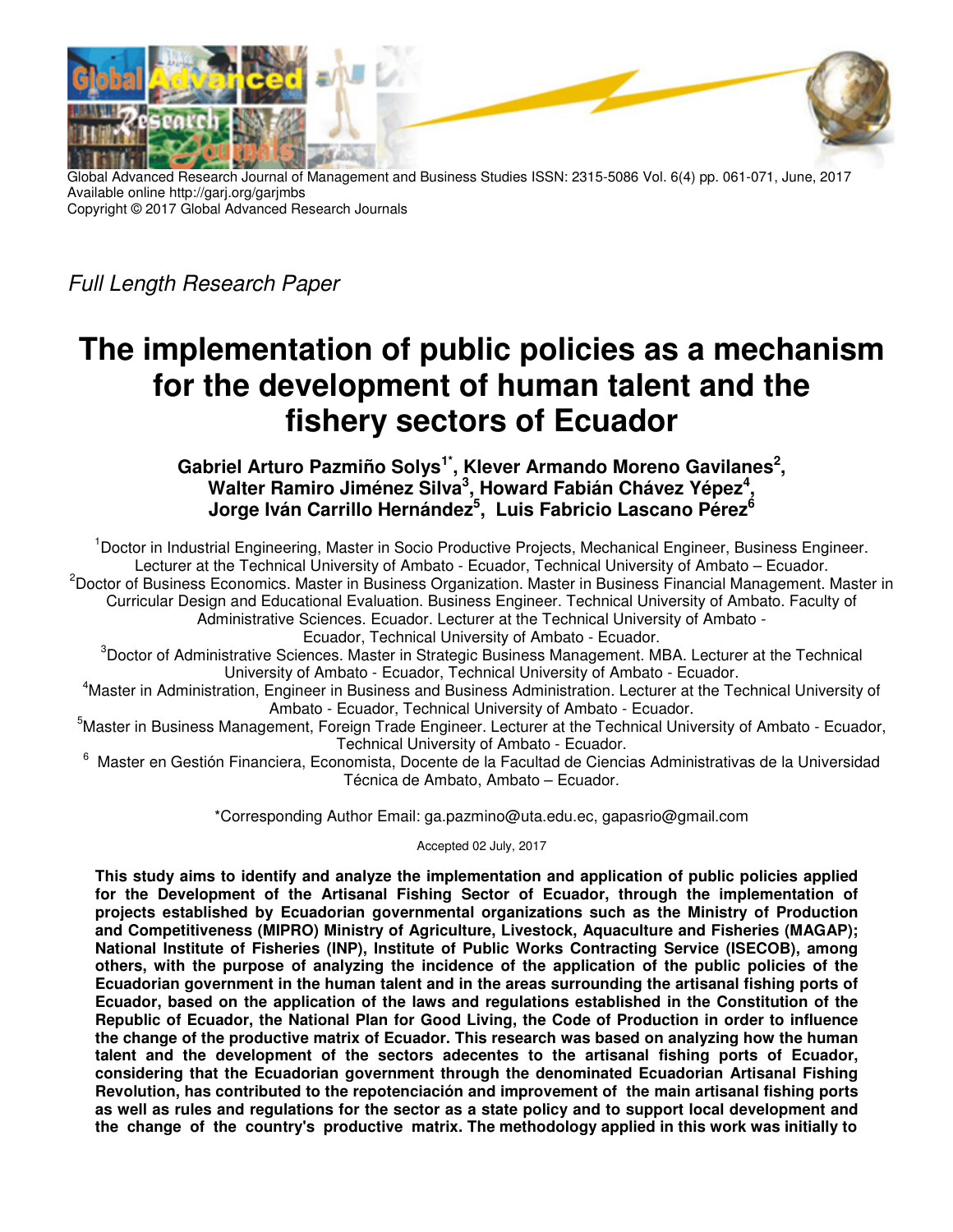Global Advanced Research Journal of Management and Business Studies ISSN: 2315-5086 Vol. 6(4) pp. 061-071, June, 2017
Available online http://garj.org/garjmbs
Copyright © 2017 Global Advanced Research Journals

*Full Length Research Paper*

# The implementation of public policies as a mechanism for the development of human talent and the fishery sectors of Ecuador

**Gabriel Arturo Pazmiño Solys[1*], Klever Armando Moreno Gavilanes[2], Walter Ramiro Jiménez Silva[3], Howard Fabián Chávez Yépez[4], Jorge Iván Carrillo Hernández[5], Luis Fabricio Lascano Pérez[6]**

[1]Doctor in Industrial Engineering, Master in Socio Productive Projects, Mechanical Engineer, Business Engineer. Lecturer at the Technical University of Ambato - Ecuador, Technical University of Ambato – Ecuador.

[2]Doctor of Business Economics. Master in Business Organization. Master in Business Financial Management. Master in Curricular Design and Educational Evaluation. Business Engineer. Technical University of Ambato. Faculty of Administrative Sciences. Ecuador. Lecturer at the Technical University of Ambato - Ecuador, Technical University of Ambato - Ecuador.

[3]Doctor of Administrative Sciences. Master in Strategic Business Management. MBA. Lecturer at the Technical University of Ambato - Ecuador, Technical University of Ambato - Ecuador.

[4]Master in Administration, Engineer in Business and Business Administration. Lecturer at the Technical University of Ambato - Ecuador, Technical University of Ambato - Ecuador.

[5]Master in Business Management, Foreign Trade Engineer. Lecturer at the Technical University of Ambato - Ecuador, Technical University of Ambato - Ecuador.

[6] Master en Gestión Financiera, Economista, Docente de la Facultad de Ciencias Administrativas de la Universidad Técnica de Ambato, Ambato – Ecuador.

*Corresponding Author Email: ga.pazmino@uta.edu.ec, gapasrio@gmail.com

Accepted 02 July, 2017

**This study aims to identify and analyze the implementation and application of public policies applied for the Development of the Artisanal Fishing Sector of Ecuador, through the implementation of projects established by Ecuadorian governmental organizations such as the Ministry of Production and Competitiveness (MIPRO) Ministry of Agriculture, Livestock, Aquaculture and Fisheries (MAGAP); National Institute of Fisheries (INP), Institute of Public Works Contracting Service (ISECOB), among others, with the purpose of analyzing the incidence of the application of the public policies of the Ecuadorian government in the human talent and in the areas surrounding the artisanal fishing ports of Ecuador, based on the application of the laws and regulations established in the Constitution of the Republic of Ecuador, the National Plan for Good Living, the Code of Production in order to influence the change of the productive matrix of Ecuador. This research was based on analyzing how the human talent and the development of the sectors adecentes to the artisanal fishing ports of Ecuador, considering that the Ecuadorian government through the denominated Ecuadorian Artisanal Fishing Revolution, has contributed to the repotenciación and improvement of the main artisanal fishing ports as well as rules and regulations for the sector as a state policy and to support local development and the change of the country's productive matrix. The methodology applied in this work was initially to**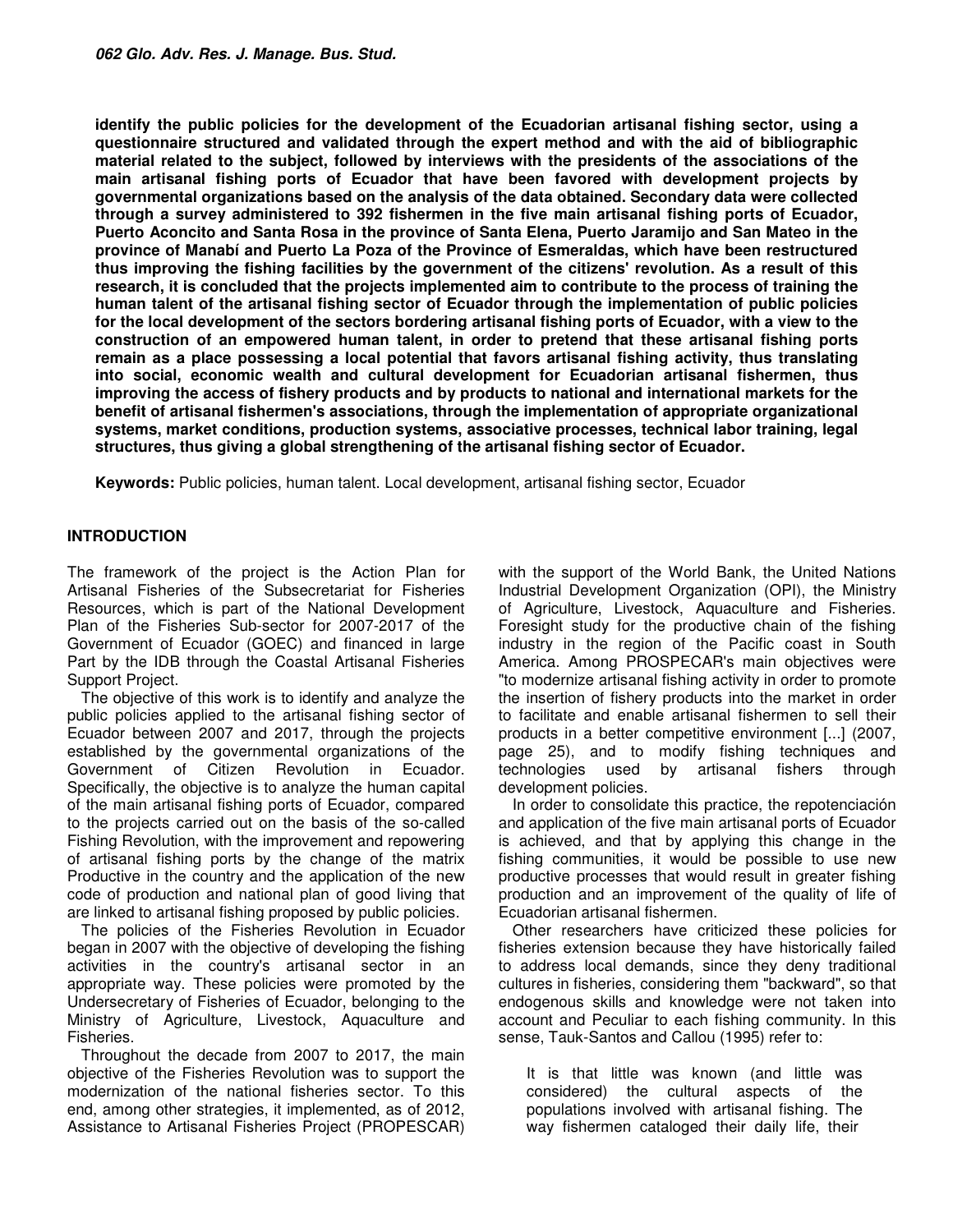**identify the public policies for the development of the Ecuadorian artisanal fishing sector, using a questionnaire structured and validated through the expert method and with the aid of bibliographic material related to the subject, followed by interviews with the presidents of the associations of the main artisanal fishing ports of Ecuador that have been favored with development projects by governmental organizations based on the analysis of the data obtained. Secondary data were collected through a survey administered to 392 fishermen in the five main artisanal fishing ports of Ecuador, Puerto Aconcito and Santa Rosa in the province of Santa Elena, Puerto Jaramijo and San Mateo in the province of Manabí and Puerto La Poza of the Province of Esmeraldas, which have been restructured thus improving the fishing facilities by the government of the citizens' revolution. As a result of this research, it is concluded that the projects implemented aim to contribute to the process of training the human talent of the artisanal fishing sector of Ecuador through the implementation of public policies for the local development of the sectors bordering artisanal fishing ports of Ecuador, with a view to the construction of an empowered human talent, in order to pretend that these artisanal fishing ports remain as a place possessing a local potential that favors artisanal fishing activity, thus translating into social, economic wealth and cultural development for Ecuadorian artisanal fishermen, thus improving the access of fishery products and by products to national and international markets for the benefit of artisanal fishermen's associations, through the implementation of appropriate organizational systems, market conditions, production systems, associative processes, technical labor training, legal structures, thus giving a global strengthening of the artisanal fishing sector of Ecuador.**

**Keywords:** Public policies, human talent. Local development, artisanal fishing sector, Ecuador

## INTRODUCTION

The framework of the project is the Action Plan for Artisanal Fisheries of the Subsecretariat for Fisheries Resources, which is part of the National Development Plan of the Fisheries Sub-sector for 2007-2017 of the Government of Ecuador (GOEC) and financed in large Part by the IDB through the Coastal Artisanal Fisheries Support Project.

The objective of this work is to identify and analyze the public policies applied to the artisanal fishing sector of Ecuador between 2007 and 2017, through the projects established by the governmental organizations of the Government of Citizen Revolution in Ecuador. Specifically, the objective is to analyze the human capital of the main artisanal fishing ports of Ecuador, compared to the projects carried out on the basis of the so-called Fishing Revolution, with the improvement and repowering of artisanal fishing ports by the change of the matrix Productive in the country and the application of the new code of production and national plan of good living that are linked to artisanal fishing proposed by public policies.

The policies of the Fisheries Revolution in Ecuador began in 2007 with the objective of developing the fishing activities in the country's artisanal sector in an appropriate way. These policies were promoted by the Undersecretary of Fisheries of Ecuador, belonging to the Ministry of Agriculture, Livestock, Aquaculture and Fisheries.

Throughout the decade from 2007 to 2017, the main objective of the Fisheries Revolution was to support the modernization of the national fisheries sector. To this end, among other strategies, it implemented, as of 2012, Assistance to Artisanal Fisheries Project (PROPESCAR) with the support of the World Bank, the United Nations Industrial Development Organization (OPI), the Ministry of Agriculture, Livestock, Aquaculture and Fisheries. Foresight study for the productive chain of the fishing industry in the region of the Pacific coast in South America. Among PROSPECAR's main objectives were "to modernize artisanal fishing activity in order to promote the insertion of fishery products into the market in order to facilitate and enable artisanal fishermen to sell their products in a better competitive environment [...] (2007, page 25), and to modify fishing techniques and technologies used by artisanal fishers through development policies.

In order to consolidate this practice, the repotenciación and application of the five main artisanal ports of Ecuador is achieved, and that by applying this change in the fishing communities, it would be possible to use new productive processes that would result in greater fishing production and an improvement of the quality of life of Ecuadorian artisanal fishermen.

Other researchers have criticized these policies for fisheries extension because they have historically failed to address local demands, since they deny traditional cultures in fisheries, considering them "backward", so that endogenous skills and knowledge were not taken into account and Peculiar to each fishing community. In this sense, Tauk-Santos and Callou (1995) refer to:

> It is that little was known (and little was considered) the cultural aspects of the populations involved with artisanal fishing. The way fishermen cataloged their daily life, their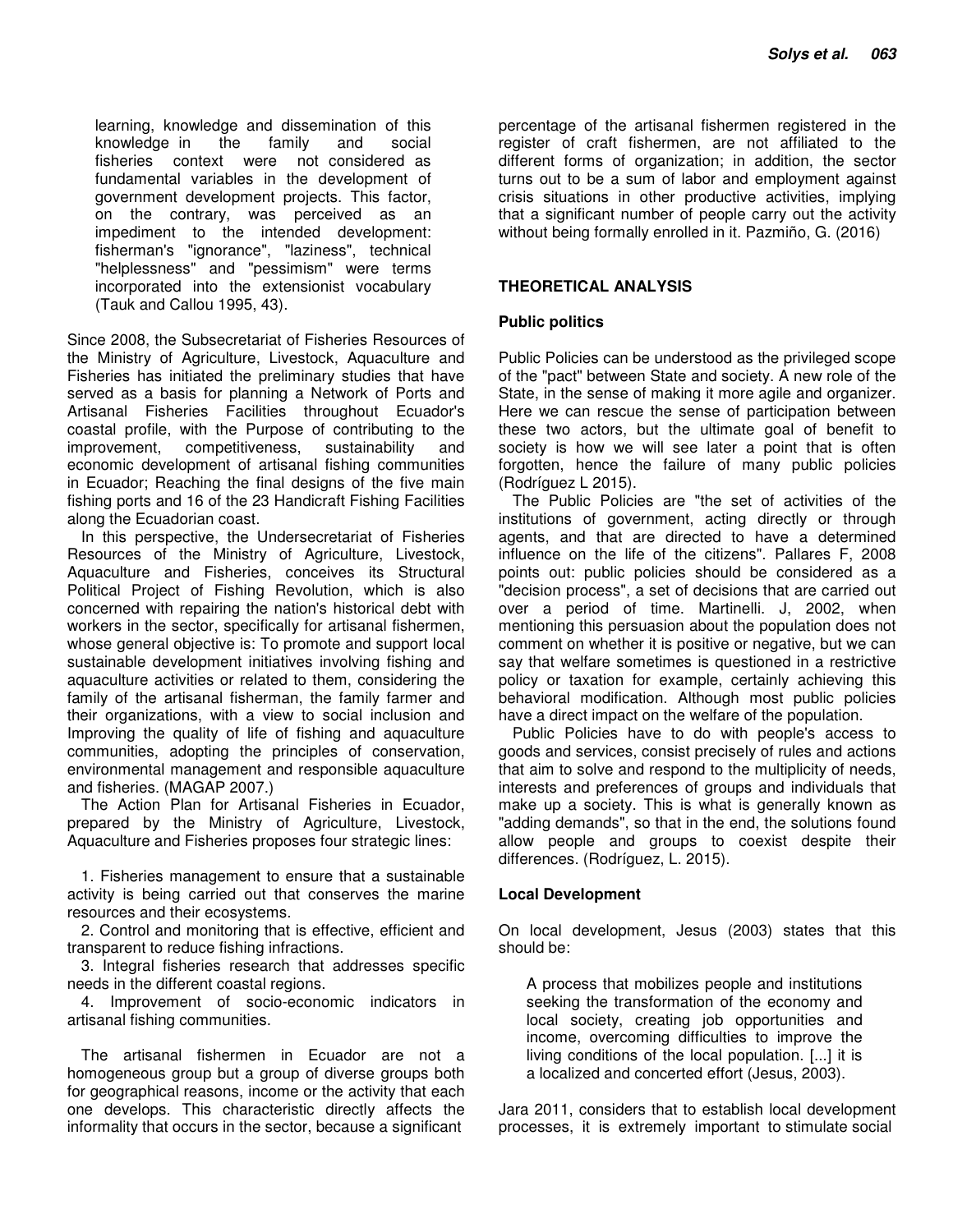> learning, knowledge and dissemination of this knowledge in the family and social fisheries context were not considered as fundamental variables in the development of government development projects. This factor, on the contrary, was perceived as an impediment to the intended development: fisherman's "ignorance", "laziness", technical "helplessness" and "pessimism" were terms incorporated into the extensionist vocabulary (Tauk and Callou 1995, 43).

Since 2008, the Subsecretariat of Fisheries Resources of the Ministry of Agriculture, Livestock, Aquaculture and Fisheries has initiated the preliminary studies that have served as a basis for planning a Network of Ports and Artisanal Fisheries Facilities throughout Ecuador's coastal profile, with the Purpose of contributing to the improvement, competitiveness, sustainability and economic development of artisanal fishing communities in Ecuador; Reaching the final designs of the five main fishing ports and 16 of the 23 Handicraft Fishing Facilities along the Ecuadorian coast.

In this perspective, the Undersecretariat of Fisheries Resources of the Ministry of Agriculture, Livestock, Aquaculture and Fisheries, conceives its Structural Political Project of Fishing Revolution, which is also concerned with repairing the nation's historical debt with workers in the sector, specifically for artisanal fishermen, whose general objective is: To promote and support local sustainable development initiatives involving fishing and aquaculture activities or related to them, considering the family of the artisanal fisherman, the family farmer and their organizations, with a view to social inclusion and Improving the quality of life of fishing and aquaculture communities, adopting the principles of conservation, environmental management and responsible aquaculture and fisheries. (MAGAP 2007.)

The Action Plan for Artisanal Fisheries in Ecuador, prepared by the Ministry of Agriculture, Livestock, Aquaculture and Fisheries proposes four strategic lines:

1. Fisheries management to ensure that a sustainable activity is being carried out that conserves the marine resources and their ecosystems.
2. Control and monitoring that is effective, efficient and transparent to reduce fishing infractions.
3. Integral fisheries research that addresses specific needs in the different coastal regions.
4. Improvement of socio-economic indicators in artisanal fishing communities.

The artisanal fishermen in Ecuador are not a homogeneous group but a group of diverse groups both for geographical reasons, income or the activity that each one develops. This characteristic directly affects the informality that occurs in the sector, because a significant percentage of the artisanal fishermen registered in the register of craft fishermen, are not affiliated to the different forms of organization; in addition, the sector turns out to be a sum of labor and employment against crisis situations in other productive activities, implying that a significant number of people carry out the activity without being formally enrolled in it. Pazmiño, G. (2016)

## THEORETICAL ANALYSIS

### Public politics

Public Policies can be understood as the privileged scope of the "pact" between State and society. A new role of the State, in the sense of making it more agile and organizer. Here we can rescue the sense of participation between these two actors, but the ultimate goal of benefit to society is how we will see later a point that is often forgotten, hence the failure of many public policies (Rodríguez L 2015).

The Public Policies are "the set of activities of the institutions of government, acting directly or through agents, and that are directed to have a determined influence on the life of the citizens". Pallares F, 2008 points out: public policies should be considered as a "decision process", a set of decisions that are carried out over a period of time. Martinelli. J, 2002, when mentioning this persuasion about the population does not comment on whether it is positive or negative, but we can say that welfare sometimes is questioned in a restrictive policy or taxation for example, certainly achieving this behavioral modification. Although most public policies have a direct impact on the welfare of the population.

Public Policies have to do with people's access to goods and services, consist precisely of rules and actions that aim to solve and respond to the multiplicity of needs, interests and preferences of groups and individuals that make up a society. This is what is generally known as "adding demands", so that in the end, the solutions found allow people and groups to coexist despite their differences. (Rodríguez, L. 2015).

### Local Development

On local development, Jesus (2003) states that this should be:

> A process that mobilizes people and institutions seeking the transformation of the economy and local society, creating job opportunities and income, overcoming difficulties to improve the living conditions of the local population. [...] it is a localized and concerted effort (Jesus, 2003).

Jara 2011, considers that to establish local development processes, it is extremely important to stimulate social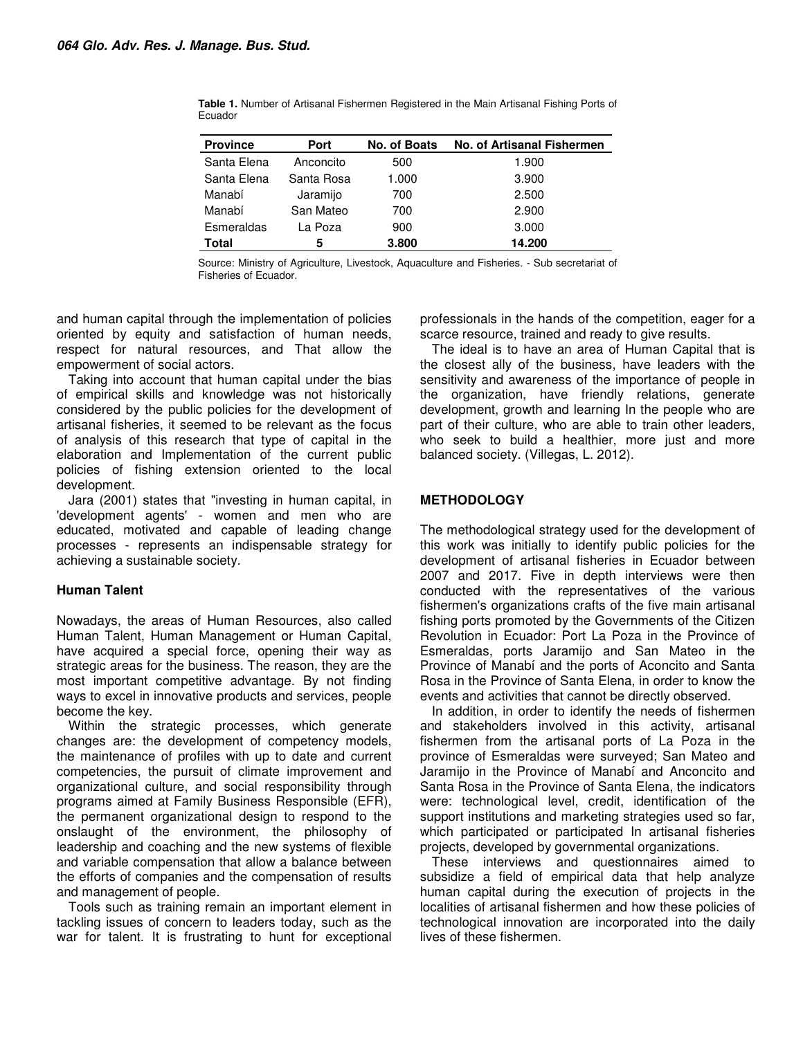**Table 1.** Number of Artisanal Fishermen Registered in the Main Artisanal Fishing Ports of Ecuador

| Province | Port | No. of Boats | No. of Artisanal Fishermen |
|---|---|---|---|
| Santa Elena | Anconcito | 500 | 1.900 |
| Santa Elena | Santa Rosa | 1.000 | 3.900 |
| Manabí | Jaramijo | 700 | 2.500 |
| Manabí | San Mateo | 700 | 2.900 |
| Esmeraldas | La Poza | 900 | 3.000 |
| **Total** | **5** | **3.800** | **14.200** |

Source: Ministry of Agriculture, Livestock, Aquaculture and Fisheries. - Sub secretariat of Fisheries of Ecuador.

and human capital through the implementation of policies oriented by equity and satisfaction of human needs, respect for natural resources, and That allow the empowerment of social actors.

Taking into account that human capital under the bias of empirical skills and knowledge was not historically considered by the public policies for the development of artisanal fisheries, it seemed to be relevant as the focus of analysis of this research that type of capital in the elaboration and Implementation of the current public policies of fishing extension oriented to the local development.

Jara (2001) states that "investing in human capital, in 'development agents' - women and men who are educated, motivated and capable of leading change processes - represents an indispensable strategy for achieving a sustainable society.

### Human Talent

Nowadays, the areas of Human Resources, also called Human Talent, Human Management or Human Capital, have acquired a special force, opening their way as strategic areas for the business. The reason, they are the most important competitive advantage. By not finding ways to excel in innovative products and services, people become the key.

Within the strategic processes, which generate changes are: the development of competency models, the maintenance of profiles with up to date and current competencies, the pursuit of climate improvement and organizational culture, and social responsibility through programs aimed at Family Business Responsible (EFR), the permanent organizational design to respond to the onslaught of the environment, the philosophy of leadership and coaching and the new systems of flexible and variable compensation that allow a balance between the efforts of companies and the compensation of results and management of people.

Tools such as training remain an important element in tackling issues of concern to leaders today, such as the war for talent. It is frustrating to hunt for exceptional professionals in the hands of the competition, eager for a scarce resource, trained and ready to give results.

The ideal is to have an area of Human Capital that is the closest ally of the business, have leaders with the sensitivity and awareness of the importance of people in the organization, have friendly relations, generate development, growth and learning In the people who are part of their culture, who are able to train other leaders, who seek to build a healthier, more just and more balanced society. (Villegas, L. 2012).

## METHODOLOGY

The methodological strategy used for the development of this work was initially to identify public policies for the development of artisanal fisheries in Ecuador between 2007 and 2017. Five in depth interviews were then conducted with the representatives of the various fishermen's organizations crafts of the five main artisanal fishing ports promoted by the Governments of the Citizen Revolution in Ecuador: Port La Poza in the Province of Esmeraldas, ports Jaramijo and San Mateo in the Province of Manabí and the ports of Aconcito and Santa Rosa in the Province of Santa Elena, in order to know the events and activities that cannot be directly observed.

In addition, in order to identify the needs of fishermen and stakeholders involved in this activity, artisanal fishermen from the artisanal ports of La Poza in the province of Esmeraldas were surveyed; San Mateo and Jaramijo in the Province of Manabí and Anconcito and Santa Rosa in the Province of Santa Elena, the indicators were: technological level, credit, identification of the support institutions and marketing strategies used so far, which participated or participated In artisanal fisheries projects, developed by governmental organizations.

These interviews and questionnaires aimed to subsidize a field of empirical data that help analyze human capital during the execution of projects in the localities of artisanal fishermen and how these policies of technological innovation are incorporated into the daily lives of these fishermen.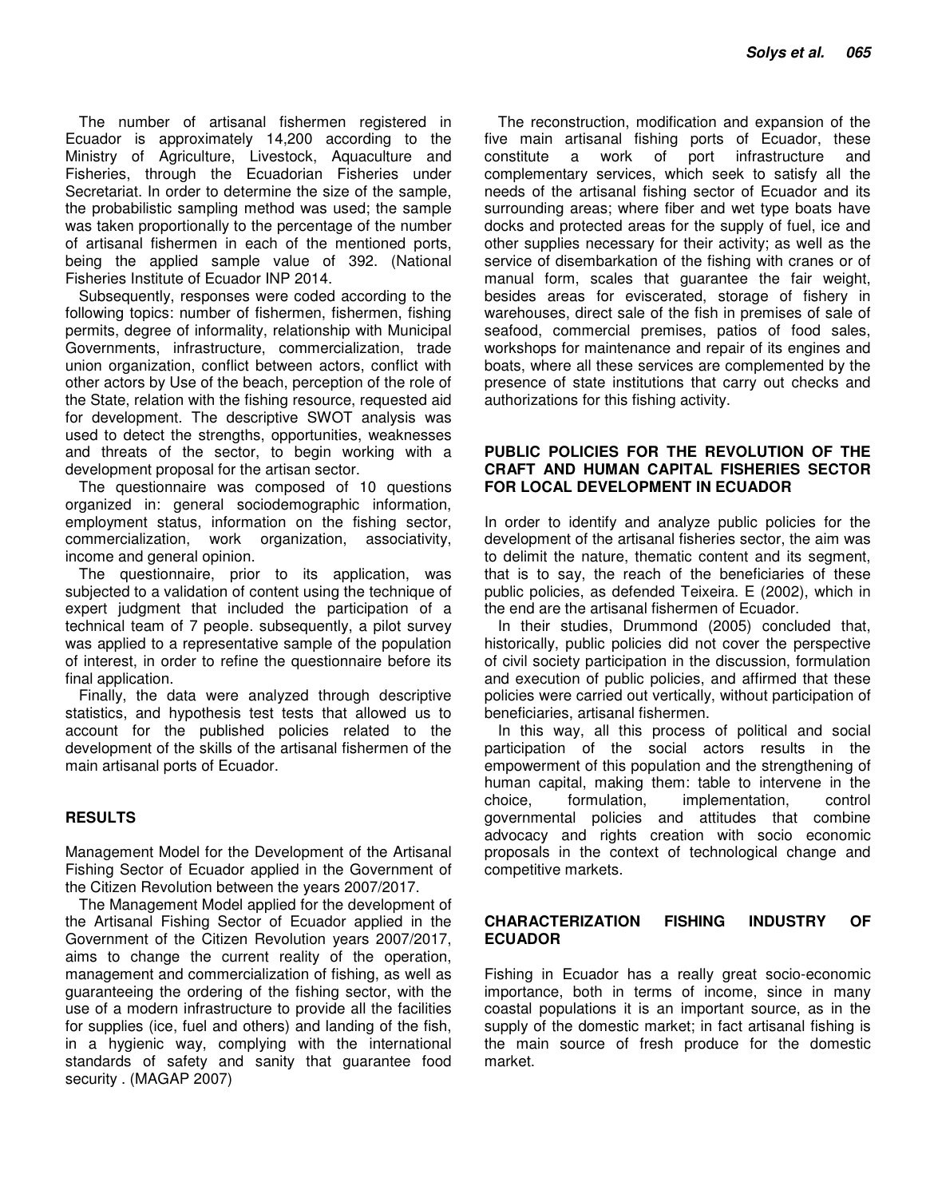The number of artisanal fishermen registered in Ecuador is approximately 14,200 according to the Ministry of Agriculture, Livestock, Aquaculture and Fisheries, through the Ecuadorian Fisheries under Secretariat. In order to determine the size of the sample, the probabilistic sampling method was used; the sample was taken proportionally to the percentage of the number of artisanal fishermen in each of the mentioned ports, being the applied sample value of 392. (National Fisheries Institute of Ecuador INP 2014.

Subsequently, responses were coded according to the following topics: number of fishermen, fishermen, fishing permits, degree of informality, relationship with Municipal Governments, infrastructure, commercialization, trade union organization, conflict between actors, conflict with other actors by Use of the beach, perception of the role of the State, relation with the fishing resource, requested aid for development. The descriptive SWOT analysis was used to detect the strengths, opportunities, weaknesses and threats of the sector, to begin working with a development proposal for the artisan sector.

The questionnaire was composed of 10 questions organized in: general sociodemographic information, employment status, information on the fishing sector, commercialization, work organization, associativity, income and general opinion.

The questionnaire, prior to its application, was subjected to a validation of content using the technique of expert judgment that included the participation of a technical team of 7 people. subsequently, a pilot survey was applied to a representative sample of the population of interest, in order to refine the questionnaire before its final application.

Finally, the data were analyzed through descriptive statistics, and hypothesis test tests that allowed us to account for the published policies related to the development of the skills of the artisanal fishermen of the main artisanal ports of Ecuador.

## RESULTS

Management Model for the Development of the Artisanal Fishing Sector of Ecuador applied in the Government of the Citizen Revolution between the years 2007/2017.

The Management Model applied for the development of the Artisanal Fishing Sector of Ecuador applied in the Government of the Citizen Revolution years 2007/2017, aims to change the current reality of the operation, management and commercialization of fishing, as well as guaranteeing the ordering of the fishing sector, with the use of a modern infrastructure to provide all the facilities for supplies (ice, fuel and others) and landing of the fish, in a hygienic way, complying with the international standards of safety and sanity that guarantee food security . (MAGAP 2007)

The reconstruction, modification and expansion of the five main artisanal fishing ports of Ecuador, these constitute a work of port infrastructure and complementary services, which seek to satisfy all the needs of the artisanal fishing sector of Ecuador and its surrounding areas; where fiber and wet type boats have docks and protected areas for the supply of fuel, ice and other supplies necessary for their activity; as well as the service of disembarkation of the fishing with cranes or of manual form, scales that guarantee the fair weight, besides areas for eviscerated, storage of fishery in warehouses, direct sale of the fish in premises of sale of seafood, commercial premises, patios of food sales, workshops for maintenance and repair of its engines and boats, where all these services are complemented by the presence of state institutions that carry out checks and authorizations for this fishing activity.

## PUBLIC POLICIES FOR THE REVOLUTION OF THE CRAFT AND HUMAN CAPITAL FISHERIES SECTOR FOR LOCAL DEVELOPMENT IN ECUADOR

In order to identify and analyze public policies for the development of the artisanal fisheries sector, the aim was to delimit the nature, thematic content and its segment, that is to say, the reach of the beneficiaries of these public policies, as defended Teixeira. E (2002), which in the end are the artisanal fishermen of Ecuador.

In their studies, Drummond (2005) concluded that, historically, public policies did not cover the perspective of civil society participation in the discussion, formulation and execution of public policies, and affirmed that these policies were carried out vertically, without participation of beneficiaries, artisanal fishermen.

In this way, all this process of political and social participation of the social actors results in the empowerment of this population and the strengthening of human capital, making them: table to intervene in the choice, formulation, implementation, control governmental policies and attitudes that combine advocacy and rights creation with socio economic proposals in the context of technological change and competitive markets.

## CHARACTERIZATION FISHING INDUSTRY OF ECUADOR

Fishing in Ecuador has a really great socio-economic importance, both in terms of income, since in many coastal populations it is an important source, as in the supply of the domestic market; in fact artisanal fishing is the main source of fresh produce for the domestic market.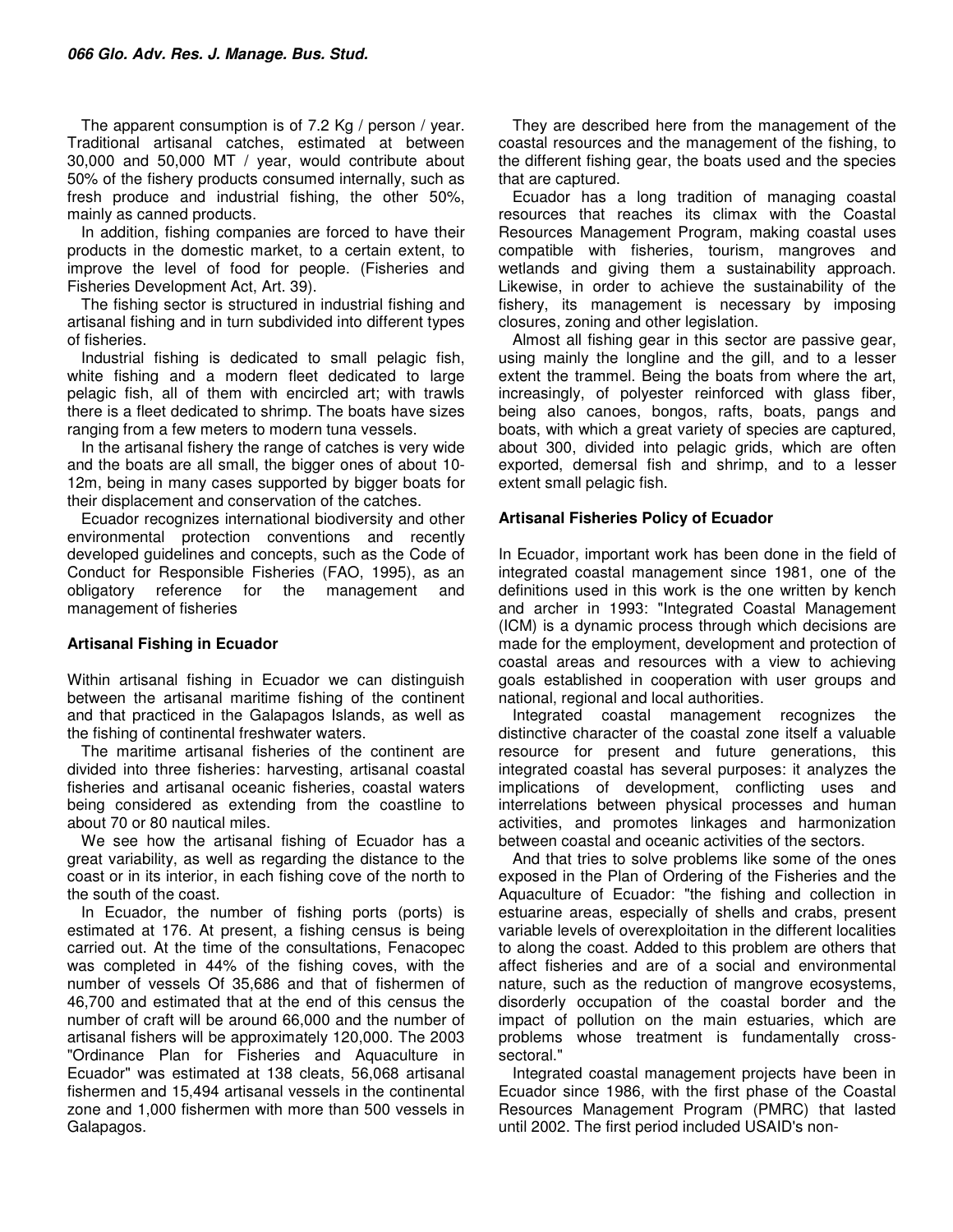The apparent consumption is of 7.2 Kg / person / year. Traditional artisanal catches, estimated at between 30,000 and 50,000 MT / year, would contribute about 50% of the fishery products consumed internally, such as fresh produce and industrial fishing, the other 50%, mainly as canned products.

In addition, fishing companies are forced to have their products in the domestic market, to a certain extent, to improve the level of food for people. (Fisheries and Fisheries Development Act, Art. 39).

The fishing sector is structured in industrial fishing and artisanal fishing and in turn subdivided into different types of fisheries.

Industrial fishing is dedicated to small pelagic fish, white fishing and a modern fleet dedicated to large pelagic fish, all of them with encircled art; with trawls there is a fleet dedicated to shrimp. The boats have sizes ranging from a few meters to modern tuna vessels.

In the artisanal fishery the range of catches is very wide and the boats are all small, the bigger ones of about 10-12m, being in many cases supported by bigger boats for their displacement and conservation of the catches.

Ecuador recognizes international biodiversity and other environmental protection conventions and recently developed guidelines and concepts, such as the Code of Conduct for Responsible Fisheries (FAO, 1995), as an obligatory reference for the management and management of fisheries

## Artisanal Fishing in Ecuador

Within artisanal fishing in Ecuador we can distinguish between the artisanal maritime fishing of the continent and that practiced in the Galapagos Islands, as well as the fishing of continental freshwater waters.

The maritime artisanal fisheries of the continent are divided into three fisheries: harvesting, artisanal coastal fisheries and artisanal oceanic fisheries, coastal waters being considered as extending from the coastline to about 70 or 80 nautical miles.

We see how the artisanal fishing of Ecuador has a great variability, as well as regarding the distance to the coast or in its interior, in each fishing cove of the north to the south of the coast.

In Ecuador, the number of fishing ports (ports) is estimated at 176. At present, a fishing census is being carried out. At the time of the consultations, Fenacopec was completed in 44% of the fishing coves, with the number of vessels Of 35,686 and that of fishermen of 46,700 and estimated that at the end of this census the number of craft will be around 66,000 and the number of artisanal fishers will be approximately 120,000. The 2003 "Ordinance Plan for Fisheries and Aquaculture in Ecuador" was estimated at 138 cleats, 56,068 artisanal fishermen and 15,494 artisanal vessels in the continental zone and 1,000 fishermen with more than 500 vessels in Galapagos.

They are described here from the management of the coastal resources and the management of the fishing, to the different fishing gear, the boats used and the species that are captured.

Ecuador has a long tradition of managing coastal resources that reaches its climax with the Coastal Resources Management Program, making coastal uses compatible with fisheries, tourism, mangroves and wetlands and giving them a sustainability approach. Likewise, in order to achieve the sustainability of the fishery, its management is necessary by imposing closures, zoning and other legislation.

Almost all fishing gear in this sector are passive gear, using mainly the longline and the gill, and to a lesser extent the trammel. Being the boats from where the art, increasingly, of polyester reinforced with glass fiber, being also canoes, bongos, rafts, boats, pangs and boats, with which a great variety of species are captured, about 300, divided into pelagic grids, which are often exported, demersal fish and shrimp, and to a lesser extent small pelagic fish.

## Artisanal Fisheries Policy of Ecuador

In Ecuador, important work has been done in the field of integrated coastal management since 1981, one of the definitions used in this work is the one written by kench and archer in 1993: "Integrated Coastal Management (ICM) is a dynamic process through which decisions are made for the employment, development and protection of coastal areas and resources with a view to achieving goals established in cooperation with user groups and national, regional and local authorities.

Integrated coastal management recognizes the distinctive character of the coastal zone itself a valuable resource for present and future generations, this integrated coastal has several purposes: it analyzes the implications of development, conflicting uses and interrelations between physical processes and human activities, and promotes linkages and harmonization between coastal and oceanic activities of the sectors.

And that tries to solve problems like some of the ones exposed in the Plan of Ordering of the Fisheries and the Aquaculture of Ecuador: "the fishing and collection in estuarine areas, especially of shells and crabs, present variable levels of overexploitation in the different localities to along the coast. Added to this problem are others that affect fisheries and are of a social and environmental nature, such as the reduction of mangrove ecosystems, disorderly occupation of the coastal border and the impact of pollution on the main estuaries, which are problems whose treatment is fundamentally cross-sectoral."

Integrated coastal management projects have been in Ecuador since 1986, with the first phase of the Coastal Resources Management Program (PMRC) that lasted until 2002. The first period included USAID's non-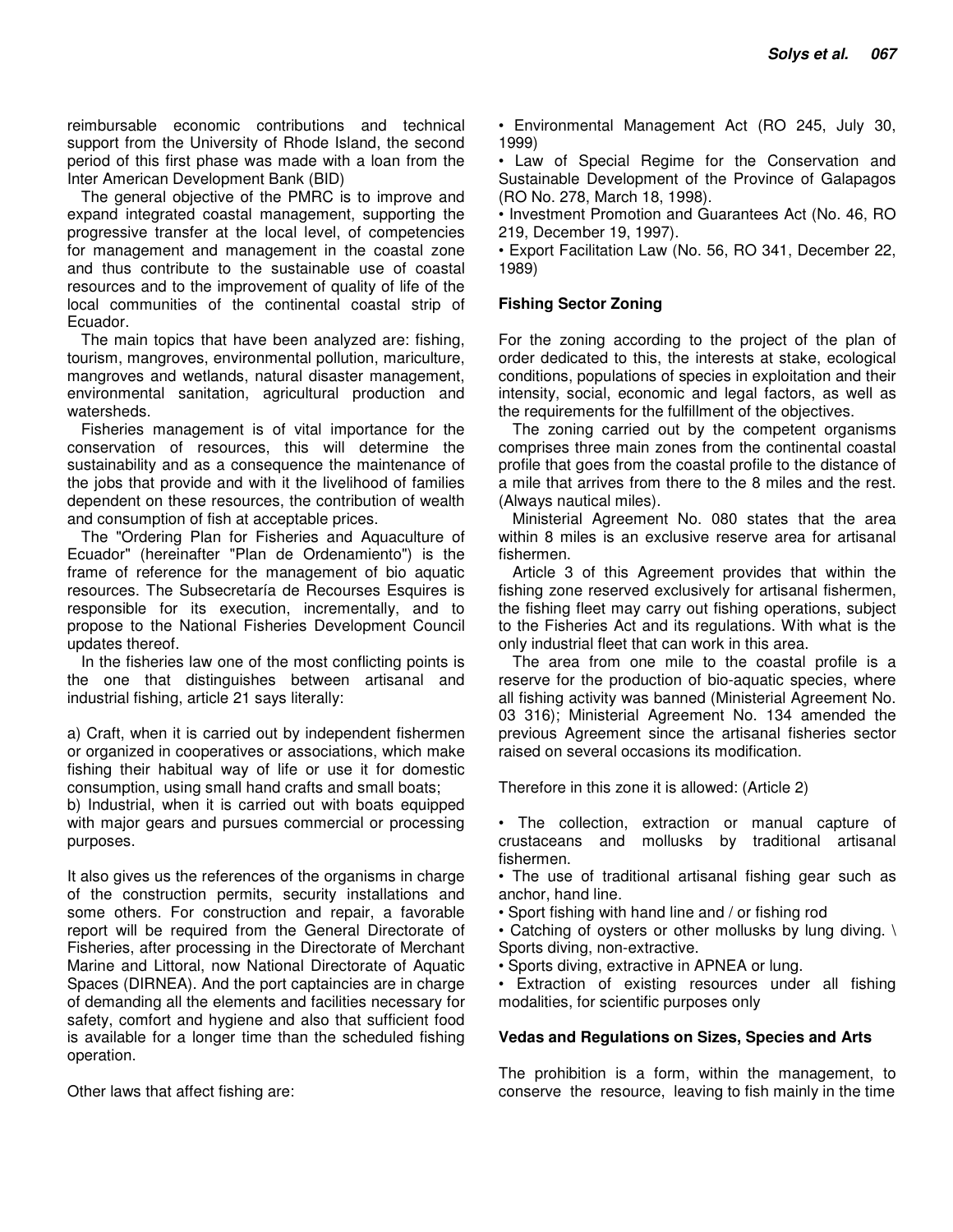reimbursable economic contributions and technical support from the University of Rhode Island, the second period of this first phase was made with a loan from the Inter American Development Bank (BID)

The general objective of the PMRC is to improve and expand integrated coastal management, supporting the progressive transfer at the local level, of competencies for management and management in the coastal zone and thus contribute to the sustainable use of coastal resources and to the improvement of quality of life of the local communities of the continental coastal strip of Ecuador.

The main topics that have been analyzed are: fishing, tourism, mangroves, environmental pollution, mariculture, mangroves and wetlands, natural disaster management, environmental sanitation, agricultural production and watersheds.

Fisheries management is of vital importance for the conservation of resources, this will determine the sustainability and as a consequence the maintenance of the jobs that provide and with it the livelihood of families dependent on these resources, the contribution of wealth and consumption of fish at acceptable prices.

The "Ordering Plan for Fisheries and Aquaculture of Ecuador" (hereinafter "Plan de Ordenamiento") is the frame of reference for the management of bio aquatic resources. The Subsecretaría de Recourses Esquires is responsible for its execution, incrementally, and to propose to the National Fisheries Development Council updates thereof.

In the fisheries law one of the most conflicting points is the one that distinguishes between artisanal and industrial fishing, article 21 says literally:

a) Craft, when it is carried out by independent fishermen or organized in cooperatives or associations, which make fishing their habitual way of life or use it for domestic consumption, using small hand crafts and small boats;
b) Industrial, when it is carried out with boats equipped with major gears and pursues commercial or processing purposes.

It also gives us the references of the organisms in charge of the construction permits, security installations and some others. For construction and repair, a favorable report will be required from the General Directorate of Fisheries, after processing in the Directorate of Merchant Marine and Littoral, now National Directorate of Aquatic Spaces (DIRNEA). And the port captaincies are in charge of demanding all the elements and facilities necessary for safety, comfort and hygiene and also that sufficient food is available for a longer time than the scheduled fishing operation.

Other laws that affect fishing are:

- Environmental Management Act (RO 245, July 30, 1999)
- Law of Special Regime for the Conservation and Sustainable Development of the Province of Galapagos (RO No. 278, March 18, 1998).
- Investment Promotion and Guarantees Act (No. 46, RO 219, December 19, 1997).
- Export Facilitation Law (No. 56, RO 341, December 22, 1989)

**Fishing Sector Zoning**

For the zoning according to the project of the plan of order dedicated to this, the interests at stake, ecological conditions, populations of species in exploitation and their intensity, social, economic and legal factors, as well as the requirements for the fulfillment of the objectives.

The zoning carried out by the competent organisms comprises three main zones from the continental coastal profile that goes from the coastal profile to the distance of a mile that arrives from there to the 8 miles and the rest. (Always nautical miles).

Ministerial Agreement No. 080 states that the area within 8 miles is an exclusive reserve area for artisanal fishermen.

Article 3 of this Agreement provides that within the fishing zone reserved exclusively for artisanal fishermen, the fishing fleet may carry out fishing operations, subject to the Fisheries Act and its regulations. With what is the only industrial fleet that can work in this area.

The area from one mile to the coastal profile is a reserve for the production of bio-aquatic species, where all fishing activity was banned (Ministerial Agreement No. 03 316); Ministerial Agreement No. 134 amended the previous Agreement since the artisanal fisheries sector raised on several occasions its modification.

Therefore in this zone it is allowed: (Article 2)

- The collection, extraction or manual capture of crustaceans and mollusks by traditional artisanal fishermen.
- The use of traditional artisanal fishing gear such as anchor, hand line.
- Sport fishing with hand line and / or fishing rod
- Catching of oysters or other mollusks by lung diving. \ Sports diving, non-extractive.
- Sports diving, extractive in APNEA or lung.
- Extraction of existing resources under all fishing modalities, for scientific purposes only

**Vedas and Regulations on Sizes, Species and Arts**

The prohibition is a form, within the management, to conserve the resource, leaving to fish mainly in the time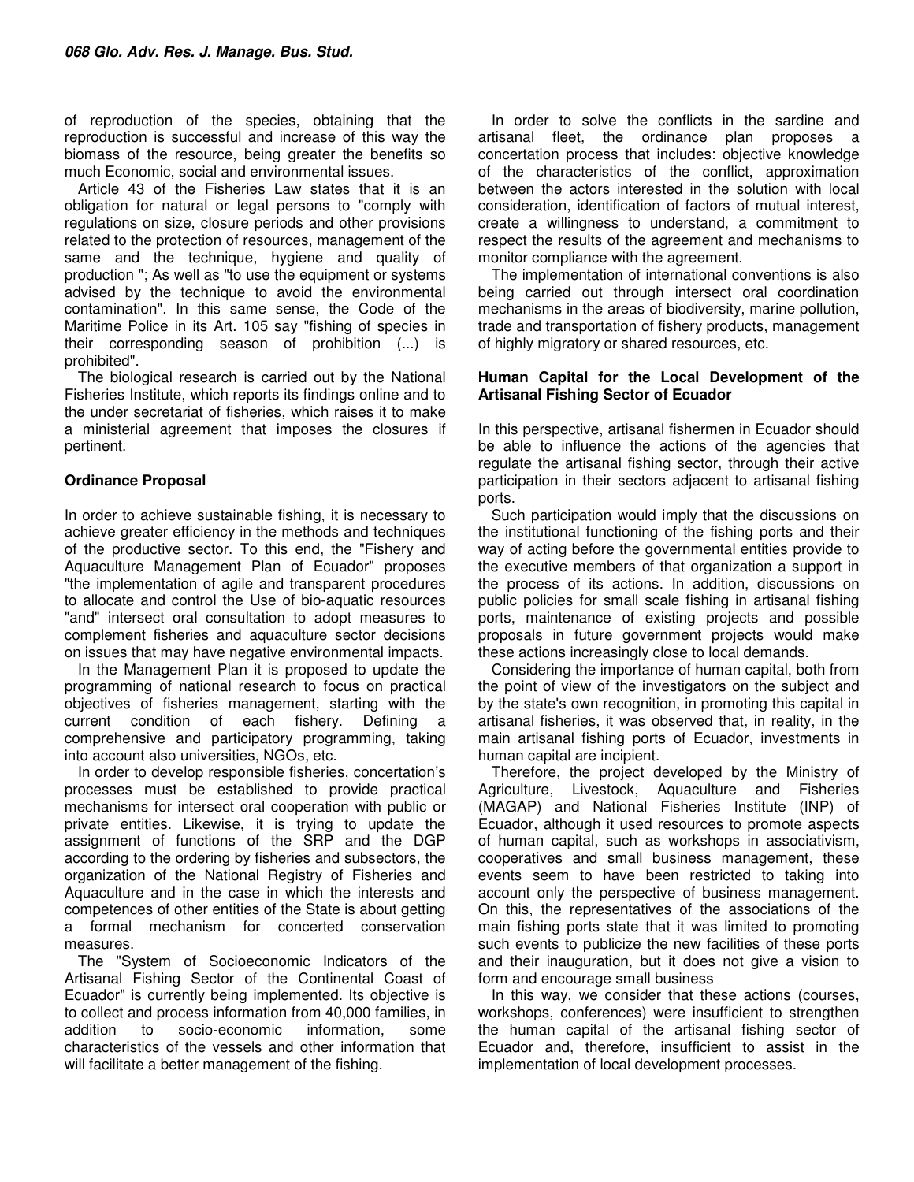of reproduction of the species, obtaining that the reproduction is successful and increase of this way the biomass of the resource, being greater the benefits so much Economic, social and environmental issues.

Article 43 of the Fisheries Law states that it is an obligation for natural or legal persons to "comply with regulations on size, closure periods and other provisions related to the protection of resources, management of the same and the technique, hygiene and quality of production "; As well as "to use the equipment or systems advised by the technique to avoid the environmental contamination". In this same sense, the Code of the Maritime Police in its Art. 105 say "fishing of species in their corresponding season of prohibition (...) is prohibited".

The biological research is carried out by the National Fisheries Institute, which reports its findings online and to the under secretariat of fisheries, which raises it to make a ministerial agreement that imposes the closures if pertinent.

**Ordinance Proposal**

In order to achieve sustainable fishing, it is necessary to achieve greater efficiency in the methods and techniques of the productive sector. To this end, the "Fishery and Aquaculture Management Plan of Ecuador" proposes "the implementation of agile and transparent procedures to allocate and control the Use of bio-aquatic resources "and" intersect oral consultation to adopt measures to complement fisheries and aquaculture sector decisions on issues that may have negative environmental impacts.

In the Management Plan it is proposed to update the programming of national research to focus on practical objectives of fisheries management, starting with the current condition of each fishery. Defining a comprehensive and participatory programming, taking into account also universities, NGOs, etc.

In order to develop responsible fisheries, concertation's processes must be established to provide practical mechanisms for intersect oral cooperation with public or private entities. Likewise, it is trying to update the assignment of functions of the SRP and the DGP according to the ordering by fisheries and subsectors, the organization of the National Registry of Fisheries and Aquaculture and in the case in which the interests and competences of other entities of the State is about getting a formal mechanism for concerted conservation measures.

The "System of Socioeconomic Indicators of the Artisanal Fishing Sector of the Continental Coast of Ecuador" is currently being implemented. Its objective is to collect and process information from 40,000 families, in addition to socio-economic information, some characteristics of the vessels and other information that will facilitate a better management of the fishing.

In order to solve the conflicts in the sardine and artisanal fleet, the ordinance plan proposes a concertation process that includes: objective knowledge of the characteristics of the conflict, approximation between the actors interested in the solution with local consideration, identification of factors of mutual interest, create a willingness to understand, a commitment to respect the results of the agreement and mechanisms to monitor compliance with the agreement.

The implementation of international conventions is also being carried out through intersect oral coordination mechanisms in the areas of biodiversity, marine pollution, trade and transportation of fishery products, management of highly migratory or shared resources, etc.

**Human Capital for the Local Development of the Artisanal Fishing Sector of Ecuador**

In this perspective, artisanal fishermen in Ecuador should be able to influence the actions of the agencies that regulate the artisanal fishing sector, through their active participation in their sectors adjacent to artisanal fishing ports.

Such participation would imply that the discussions on the institutional functioning of the fishing ports and their way of acting before the governmental entities provide to the executive members of that organization a support in the process of its actions. In addition, discussions on public policies for small scale fishing in artisanal fishing ports, maintenance of existing projects and possible proposals in future government projects would make these actions increasingly close to local demands.

Considering the importance of human capital, both from the point of view of the investigators on the subject and by the state's own recognition, in promoting this capital in artisanal fisheries, it was observed that, in reality, in the main artisanal fishing ports of Ecuador, investments in human capital are incipient.

Therefore, the project developed by the Ministry of Agriculture, Livestock, Aquaculture and Fisheries (MAGAP) and National Fisheries Institute (INP) of Ecuador, although it used resources to promote aspects of human capital, such as workshops in associativism, cooperatives and small business management, these events seem to have been restricted to taking into account only the perspective of business management. On this, the representatives of the associations of the main fishing ports state that it was limited to promoting such events to publicize the new facilities of these ports and their inauguration, but it does not give a vision to form and encourage small business

In this way, we consider that these actions (courses, workshops, conferences) were insufficient to strengthen the human capital of the artisanal fishing sector of Ecuador and, therefore, insufficient to assist in the implementation of local development processes.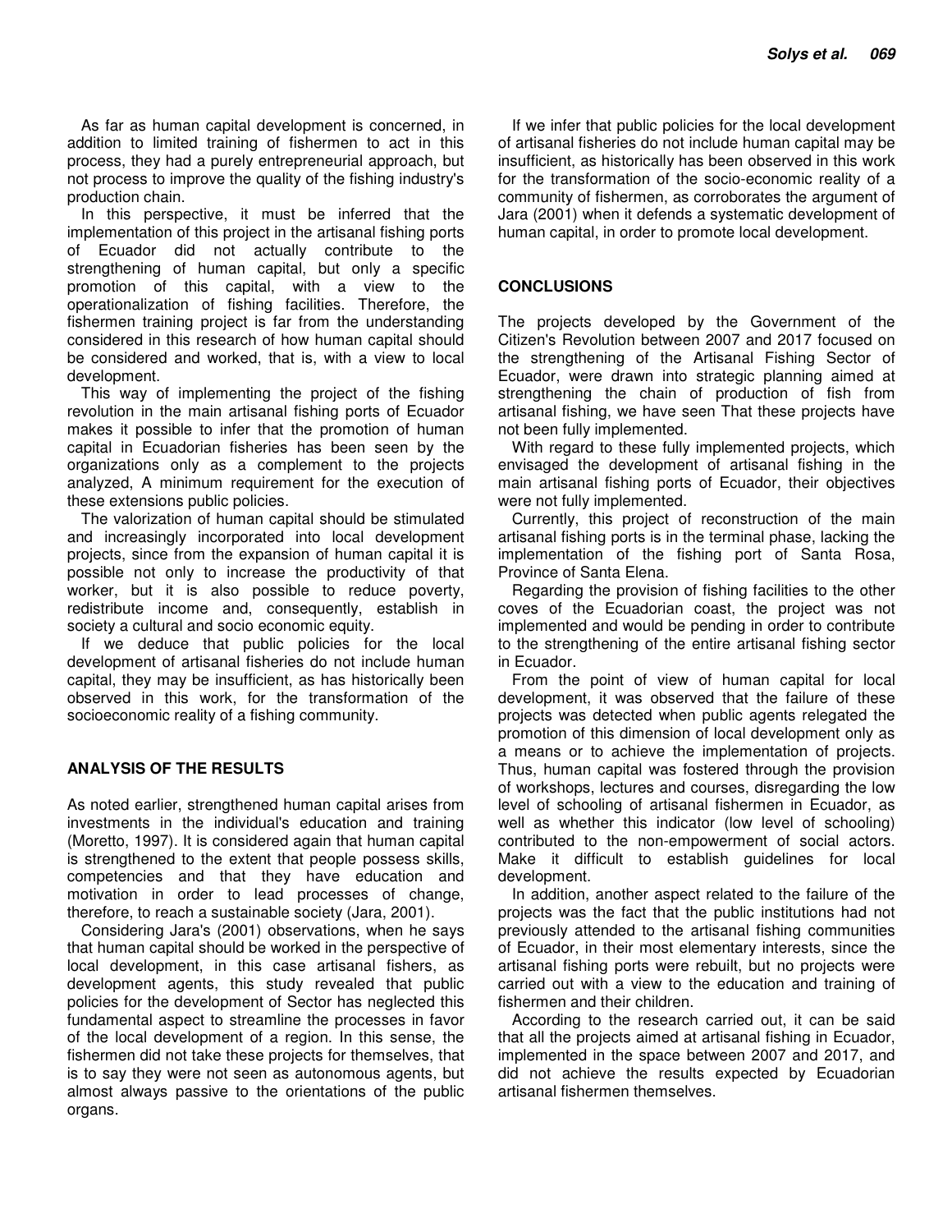As far as human capital development is concerned, in addition to limited training of fishermen to act in this process, they had a purely entrepreneurial approach, but not process to improve the quality of the fishing industry's production chain.

In this perspective, it must be inferred that the implementation of this project in the artisanal fishing ports of Ecuador did not actually contribute to the strengthening of human capital, but only a specific promotion of this capital, with a view to the operationalization of fishing facilities. Therefore, the fishermen training project is far from the understanding considered in this research of how human capital should be considered and worked, that is, with a view to local development.

This way of implementing the project of the fishing revolution in the main artisanal fishing ports of Ecuador makes it possible to infer that the promotion of human capital in Ecuadorian fisheries has been seen by the organizations only as a complement to the projects analyzed, A minimum requirement for the execution of these extensions public policies.

The valorization of human capital should be stimulated and increasingly incorporated into local development projects, since from the expansion of human capital it is possible not only to increase the productivity of that worker, but it is also possible to reduce poverty, redistribute income and, consequently, establish in society a cultural and socio economic equity.

If we deduce that public policies for the local development of artisanal fisheries do not include human capital, they may be insufficient, as has historically been observed in this work, for the transformation of the socioeconomic reality of a fishing community.

## ANALYSIS OF THE RESULTS

As noted earlier, strengthened human capital arises from investments in the individual's education and training (Moretto, 1997). It is considered again that human capital is strengthened to the extent that people possess skills, competencies and that they have education and motivation in order to lead processes of change, therefore, to reach a sustainable society (Jara, 2001).

Considering Jara's (2001) observations, when he says that human capital should be worked in the perspective of local development, in this case artisanal fishers, as development agents, this study revealed that public policies for the development of Sector has neglected this fundamental aspect to streamline the processes in favor of the local development of a region. In this sense, the fishermen did not take these projects for themselves, that is to say they were not seen as autonomous agents, but almost always passive to the orientations of the public organs.

If we infer that public policies for the local development of artisanal fisheries do not include human capital may be insufficient, as historically has been observed in this work for the transformation of the socio-economic reality of a community of fishermen, as corroborates the argument of Jara (2001) when it defends a systematic development of human capital, in order to promote local development.

## CONCLUSIONS

The projects developed by the Government of the Citizen's Revolution between 2007 and 2017 focused on the strengthening of the Artisanal Fishing Sector of Ecuador, were drawn into strategic planning aimed at strengthening the chain of production of fish from artisanal fishing, we have seen That these projects have not been fully implemented.

With regard to these fully implemented projects, which envisaged the development of artisanal fishing in the main artisanal fishing ports of Ecuador, their objectives were not fully implemented.

Currently, this project of reconstruction of the main artisanal fishing ports is in the terminal phase, lacking the implementation of the fishing port of Santa Rosa, Province of Santa Elena.

Regarding the provision of fishing facilities to the other coves of the Ecuadorian coast, the project was not implemented and would be pending in order to contribute to the strengthening of the entire artisanal fishing sector in Ecuador.

From the point of view of human capital for local development, it was observed that the failure of these projects was detected when public agents relegated the promotion of this dimension of local development only as a means or to achieve the implementation of projects. Thus, human capital was fostered through the provision of workshops, lectures and courses, disregarding the low level of schooling of artisanal fishermen in Ecuador, as well as whether this indicator (low level of schooling) contributed to the non-empowerment of social actors. Make it difficult to establish guidelines for local development.

In addition, another aspect related to the failure of the projects was the fact that the public institutions had not previously attended to the artisanal fishing communities of Ecuador, in their most elementary interests, since the artisanal fishing ports were rebuilt, but no projects were carried out with a view to the education and training of fishermen and their children.

According to the research carried out, it can be said that all the projects aimed at artisanal fishing in Ecuador, implemented in the space between 2007 and 2017, and did not achieve the results expected by Ecuadorian artisanal fishermen themselves.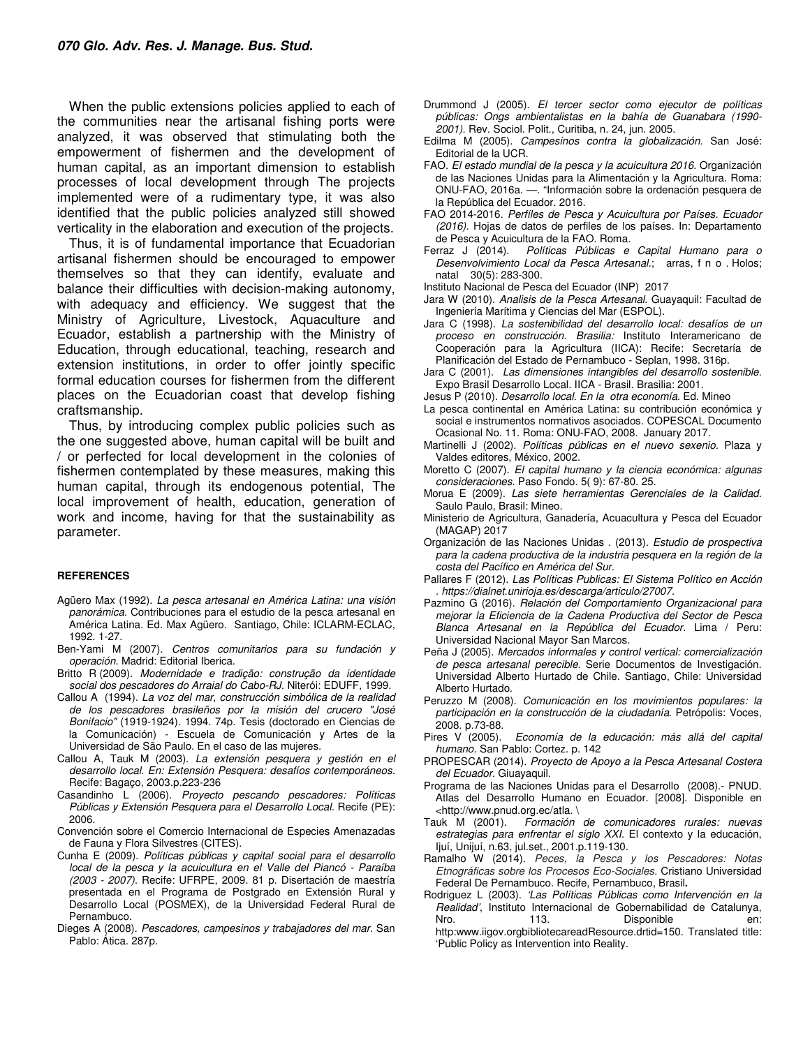When the public extensions policies applied to each of the communities near the artisanal fishing ports were analyzed, it was observed that stimulating both the empowerment of fishermen and the development of human capital, as an important dimension to establish processes of local development through The projects implemented were of a rudimentary type, it was also identified that the public policies analyzed still showed verticality in the elaboration and execution of the projects.

Thus, it is of fundamental importance that Ecuadorian artisanal fishermen should be encouraged to empower themselves so that they can identify, evaluate and balance their difficulties with decision-making autonomy, with adequacy and efficiency. We suggest that the Ministry of Agriculture, Livestock, Aquaculture and Ecuador, establish a partnership with the Ministry of Education, through educational, teaching, research and extension institutions, in order to offer jointly specific formal education courses for fishermen from the different places on the Ecuadorian coast that develop fishing craftsmanship.

Thus, by introducing complex public policies such as the one suggested above, human capital will be built and / or perfected for local development in the colonies of fishermen contemplated by these measures, making this human capital, through its endogenous potential, The local improvement of health, education, generation of work and income, having for that the sustainability as parameter.

## REFERENCES

Agüero Max (1992). *La pesca artesanal en América Latina: una visión panorámica.* Contribuciones para el estudio de la pesca artesanal en América Latina. Ed. Max Agüero. Santiago, Chile: ICLARM-ECLAC, 1992. 1-27.

Ben-Yami M (2007). *Centros comunitarios para su fundación y operación.* Madrid: Editorial Iberica.

Britto R (2009). *Modernidade e tradição: construção da identidade social dos pescadores do Arraial do Cabo-RJ.* Niterói: EDUFF, 1999.

Callou A (1994). *La voz del mar, construcción simbólica de la realidad de los pescadores brasileños por la misión del crucero "José Bonifacio"* (1919-1924). 1994. 74p. Tesis (doctorado en Ciencias de la Comunicación) - Escuela de Comunicación y Artes de la Universidad de São Paulo. En el caso de las mujeres.

Callou A, Tauk M (2003). *La extensión pesquera y gestión en el desarrollo local. En: Extensión Pesquera: desafíos contemporáneos.* Recife: Bagaço, 2003.p.223-236

Casandinho L (2006). *Proyecto pescando pescadores: Políticas Públicas y Extensión Pesquera para el Desarrollo Local.* Recife (PE): 2006.

Convención sobre el Comercio Internacional de Especies Amenazadas de Fauna y Flora Silvestres (CITES).

Cunha E (2009). *Políticas públicas y capital social para el desarrollo local de la pesca y la acuicultura en el Valle del Piancó - Paraíba (2003 - 2007).* Recife: UFRPE, 2009. 81 p. Disertación de maestría presentada en el Programa de Postgrado en Extensión Rural y Desarrollo Local (POSMEX), de la Universidad Federal Rural de Pernambuco.

Dieges A (2008). *Pescadores, campesinos y trabajadores del mar.* San Pablo: Ática. 287p.

Drummond J (2005). *El tercer sector como ejecutor de políticas públicas: Ongs ambientalistas en la bahía de Guanabara (1990-2001).* Rev. Sociol. Polit., Curitiba, n. 24, jun. 2005.

Edilma M (2005). *Campesinos contra la globalización.* San José: Editorial de la UCR.

FAO. *El estado mundial de la pesca y la acuicultura 2016.* Organización de las Naciones Unidas para la Alimentación y la Agricultura. Roma: ONU-FAO, 2016a. —. "Información sobre la ordenación pesquera de la República del Ecuador. 2016.

FAO 2014-2016. *Perfíles de Pesca y Acuicultura por Países. Ecuador (2016).* Hojas de datos de perfiles de los países. In: Departamento de Pesca y Acuicultura de la FAO. Roma.

Ferraz J (2014). *Políticas Públicas e Capital Humano para o Desenvolvimiento Local da Pesca Artesanal.*; arras, f n o . Holos; natal 30(5): 283-300.

Instituto Nacional de Pesca del Ecuador (INP) 2017

Jara W (2010). *Analisis de la Pesca Artesanal.* Guayaquil: Facultad de Ingeniería Marítima y Ciencias del Mar (ESPOL).

Jara C (1998). *La sostenibilidad del desarrollo local: desafíos de un proceso en construcción. Brasilia:* Instituto Interamericano de Cooperación para la Agricultura (IICA): Recife: Secretaría de Planificación del Estado de Pernambuco - Seplan, 1998. 316p.

Jara C (2001). *Las dimensiones intangibles del desarrollo sostenible.* Expo Brasil Desarrollo Local. IICA - Brasil. Brasilia: 2001.

Jesus P (2010). *Desarrollo local. En la otra economía.* Ed. Mineo

La pesca continental en América Latina: su contribución económica y social e instrumentos normativos asociados. COPESCAL Documento Ocasional No. 11. Roma: ONU-FAO, 2008. January 2017.

Martinelli J (2002). *Políticas públicas en el nuevo sexenio.* Plaza y Valdes editores, México, 2002.

Moretto C (2007). *El capital humano y la ciencia económica: algunas consideraciones.* Paso Fondo. 5( 9): 67-80. 25.

Morua E (2009). *Las siete herramientas Gerenciales de la Calidad.* Saulo Paulo, Brasil: Mineo.

Ministerio de Agricultura, Ganadería, Acuacultura y Pesca del Ecuador (MAGAP) 2017

Organización de las Naciones Unidas . (2013). *Estudio de prospectiva para la cadena productiva de la industria pesquera en la región de la costa del Pacífico en América del Sur.*

Pallares F (2012). *Las Políticas Publicas: El Sistema Político en Acción . https://dialnet.unirioja.es/descarga/articulo/27007.*

Pazmino G (2016). *Relación del Comportamiento Organizacional para mejorar la Eficiencia de la Cadena Productiva del Sector de Pesca Blanca Artesanal en la República del Ecuador.* Lima / Peru: Universidad Nacional Mayor San Marcos.

Peña J (2005). *Mercados informales y control vertical: comercialización de pesca artesanal perecible.* Serie Documentos de Investigación. Universidad Alberto Hurtado de Chile. Santiago, Chile: Universidad Alberto Hurtado.

Peruzzo M (2008). *Comunicación en los movimientos populares: la participación en la construcción de la ciudadanía.* Petrópolis: Voces, 2008. p.73-88.

Pires V (2005). *Economía de la educación: más allá del capital humano.* San Pablo: Cortez. p. 142

PROPESCAR (2014). *Proyecto de Apoyo a la Pesca Artesanal Costera del Ecuador.* Giuayaquil.

Programa de las Naciones Unidas para el Desarrollo (2008).- PNUD. Atlas del Desarrollo Humano en Ecuador. [2008]. Disponible en <http://www.pnud.org.ec/atla. \

Tauk M (2001). *Formación de comunicadores rurales: nuevas estrategias para enfrentar el siglo XXI.* El contexto y la educación, Ijuí, Unijuí, n.63, jul.set., 2001.p.119-130.

Ramalho W (2014). *Peces, la Pesca y los Pescadores: Notas Etnográficas sobre los Procesos Eco-Sociales.* Cristiano Universidad Federal De Pernambuco. Recife, Pernambuco, Brasil**.**

Rodriguez L (2003). *'Las Políticas Públicas como Intervención en la Realidad'*, Instituto Internacional de Gobernabilidad de Catalunya, Nro. 113. Disponible en: http:www.iigov.orgbibliotecareadResource.drtid=150. Translated title: 'Public Policy as Intervention into Reality.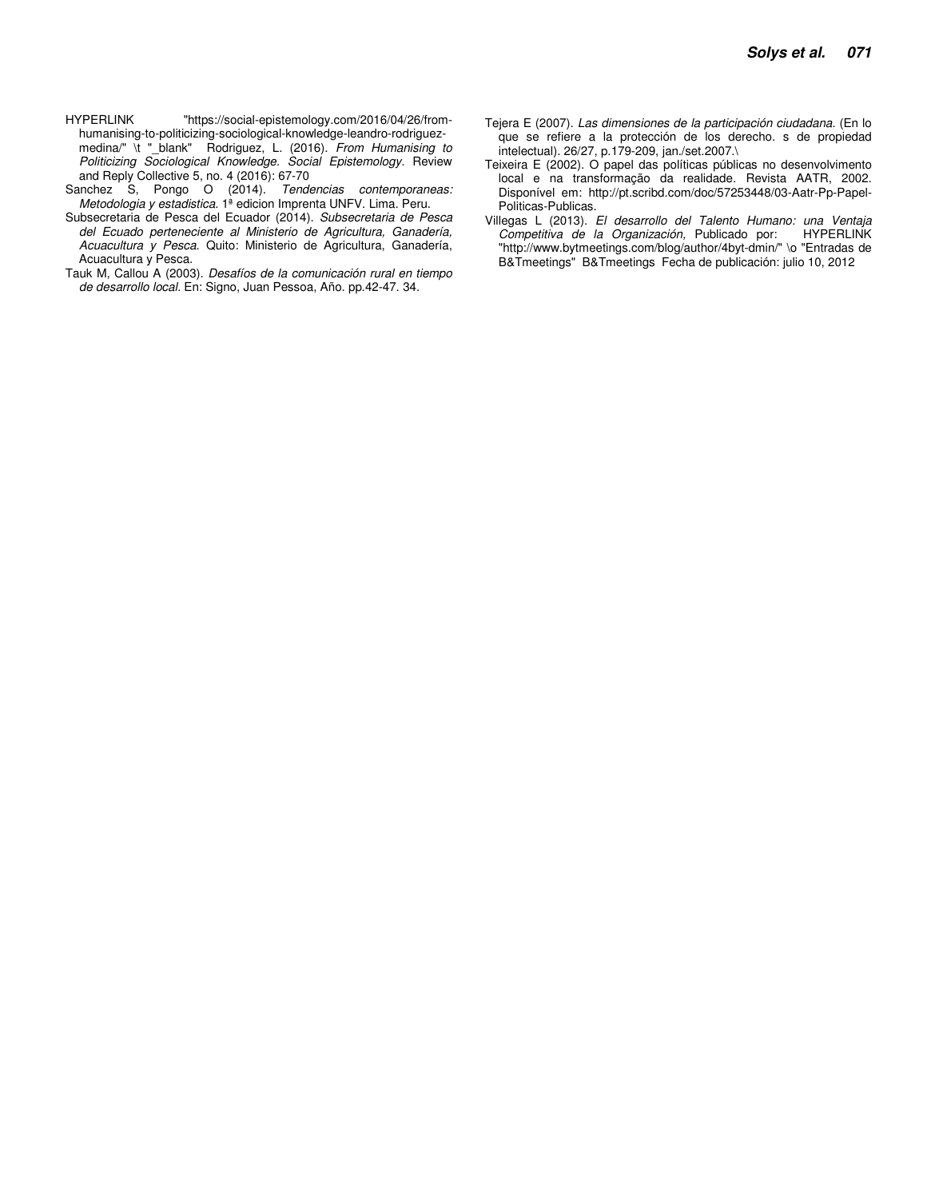HYPERLINK "https://social-epistemology.com/2016/04/26/from-humanising-to-politicizing-sociological-knowledge-leandro-rodriguez-medina/" \t "_blank" Rodriguez, L. (2016). *From Humanising to Politicizing Sociological Knowledge. Social Epistemology*. Review and Reply Collective 5, no. 4 (2016): 67-70

Sanchez S, Pongo O (2014). *Tendencias contemporaneas: Metodologia y estadistica.* 1ª edicion Imprenta UNFV. Lima. Peru.

Subsecretaria de Pesca del Ecuador (2014). *Subsecretaria de Pesca del Ecuado perteneciente al Ministerio de Agricultura, Ganadería, Acuacultura y Pesca.* Quito: Ministerio de Agricultura, Ganadería, Acuacultura y Pesca.

Tauk M, Callou A (2003). *Desafíos de la comunicación rural en tiempo de desarrollo local*. En: Signo, Juan Pessoa, Año. pp.42-47. 34.

Tejera E (2007). *Las dimensiones de la participación ciudadana.* (En lo que se refiere a la protección de los derecho. s de propiedad intelectual). 26/27, p.179-209, jan./set.2007.\

Teixeira E (2002). O papel das políticas públicas no desenvolvimento local e na transformação da realidade. Revista AATR, 2002. Disponível em: http://pt.scribd.com/doc/57253448/03-Aatr-Pp-Papel-Politicas-Publicas.

Villegas L (2013). *El desarrollo del Talento Humano: una Ventaja Competitiva de la Organización,* Publicado por: HYPERLINK "http://www.bytmeetings.com/blog/author/4byt-dmin/" \o "Entradas de B&Tmeetings" B&Tmeetings Fecha de publicación: julio 10, 2012